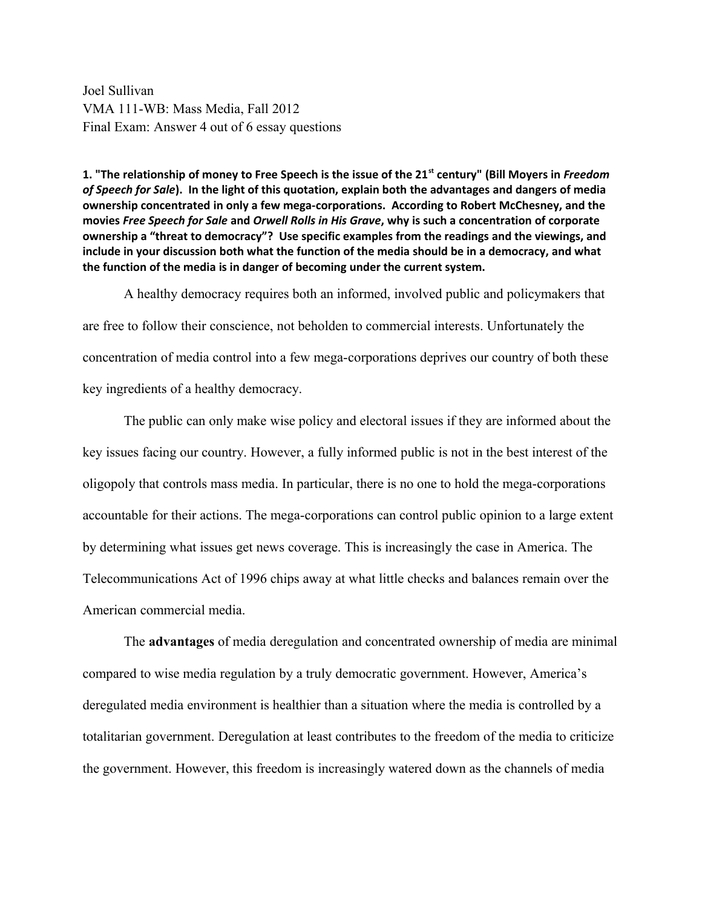Joel Sullivan
VMA 111-WB: Mass Media, Fall 2012
Final Exam: Answer 4 out of 6 essay questions

**1. "The relationship of money to Free Speech is the issue of the 21st century" (Bill Moyers in *Freedom of Speech for Sale*). In the light of this quotation, explain both the advantages and dangers of media ownership concentrated in only a few mega-corporations. According to Robert McChesney, and the movies *Free Speech for Sale* and *Orwell Rolls in His Grave*, why is such a concentration of corporate ownership a "threat to democracy"? Use specific examples from the readings and the viewings, and include in your discussion both what the function of the media should be in a democracy, and what the function of the media is in danger of becoming under the current system.**

A healthy democracy requires both an informed, involved public and policymakers that are free to follow their conscience, not beholden to commercial interests. Unfortunately the concentration of media control into a few mega-corporations deprives our country of both these key ingredients of a healthy democracy.

The public can only make wise policy and electoral issues if they are informed about the key issues facing our country. However, a fully informed public is not in the best interest of the oligopoly that controls mass media. In particular, there is no one to hold the mega-corporations accountable for their actions. The mega-corporations can control public opinion to a large extent by determining what issues get news coverage. This is increasingly the case in America. The Telecommunications Act of 1996 chips away at what little checks and balances remain over the American commercial media.

The **advantages** of media deregulation and concentrated ownership of media are minimal compared to wise media regulation by a truly democratic government. However, America's deregulated media environment is healthier than a situation where the media is controlled by a totalitarian government. Deregulation at least contributes to the freedom of the media to criticize the government. However, this freedom is increasingly watered down as the channels of media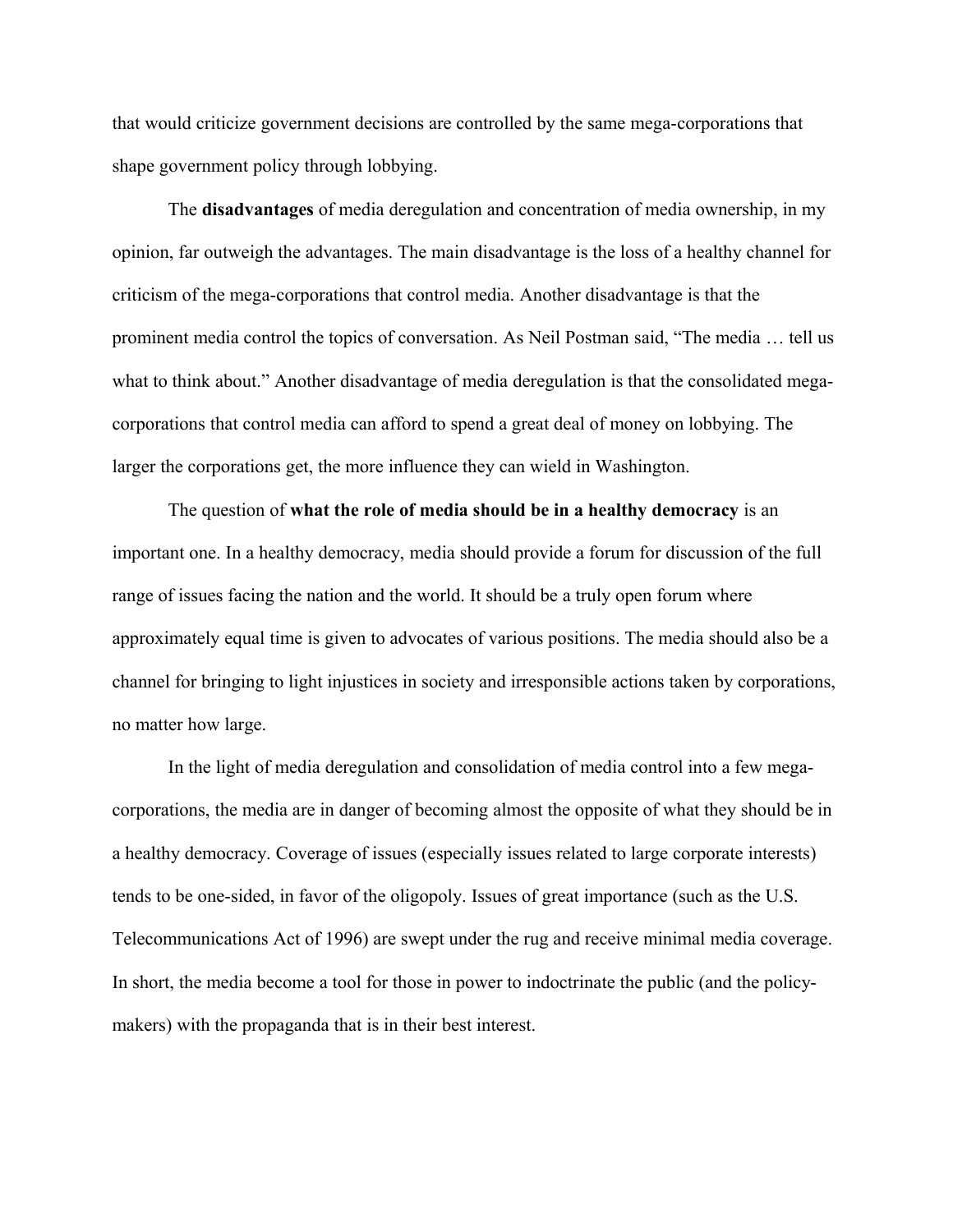that would criticize government decisions are controlled by the same mega-corporations that shape government policy through lobbying.

The **disadvantages** of media deregulation and concentration of media ownership, in my opinion, far outweigh the advantages. The main disadvantage is the loss of a healthy channel for criticism of the mega-corporations that control media. Another disadvantage is that the prominent media control the topics of conversation. As Neil Postman said, "The media … tell us what to think about." Another disadvantage of media deregulation is that the consolidated mega-corporations that control media can afford to spend a great deal of money on lobbying. The larger the corporations get, the more influence they can wield in Washington.

The question of **what the role of media should be in a healthy democracy** is an important one. In a healthy democracy, media should provide a forum for discussion of the full range of issues facing the nation and the world. It should be a truly open forum where approximately equal time is given to advocates of various positions. The media should also be a channel for bringing to light injustices in society and irresponsible actions taken by corporations, no matter how large.

In the light of media deregulation and consolidation of media control into a few mega-corporations, the media are in danger of becoming almost the opposite of what they should be in a healthy democracy. Coverage of issues (especially issues related to large corporate interests) tends to be one-sided, in favor of the oligopoly. Issues of great importance (such as the U.S. Telecommunications Act of 1996) are swept under the rug and receive minimal media coverage. In short, the media become a tool for those in power to indoctrinate the public (and the policy-makers) with the propaganda that is in their best interest.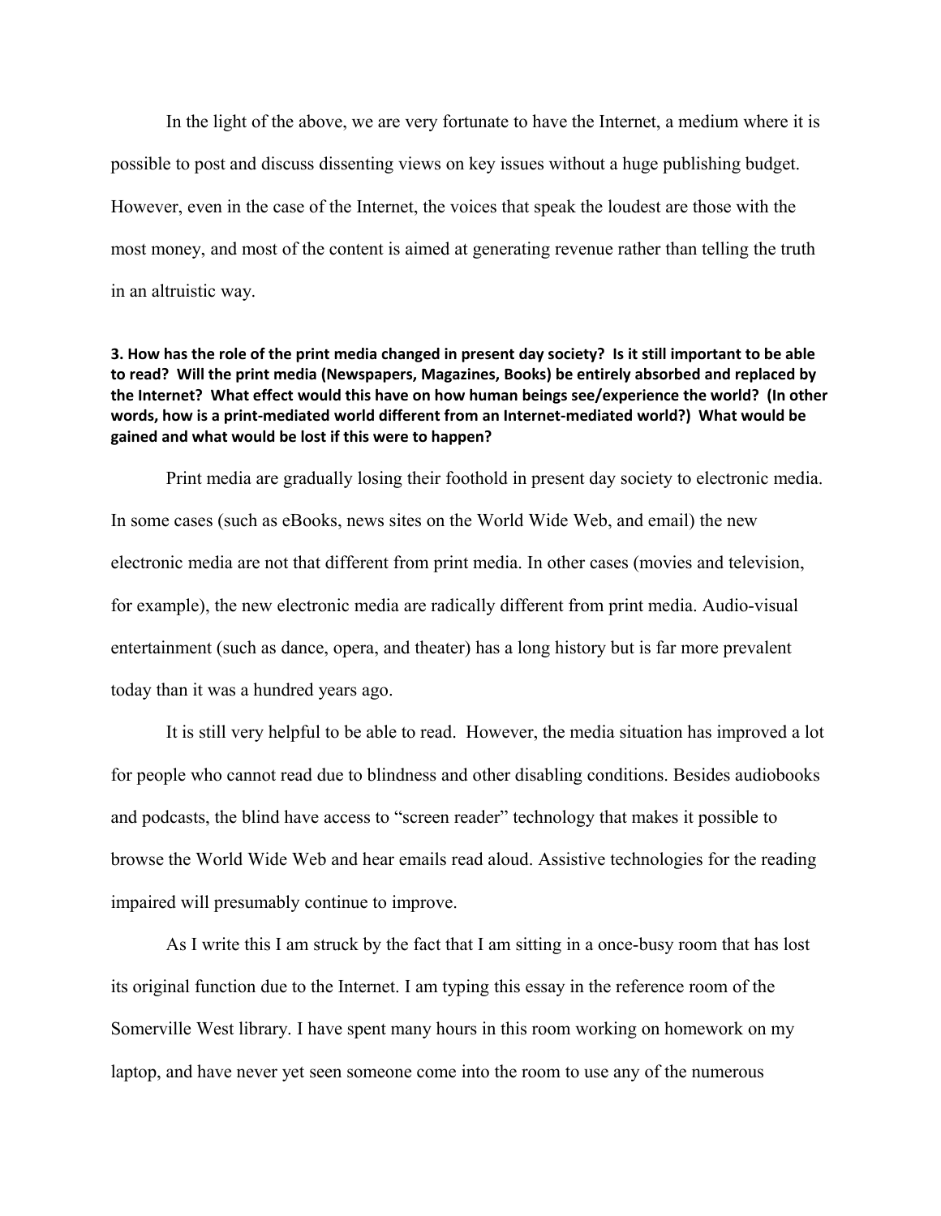In the light of the above, we are very fortunate to have the Internet, a medium where it is possible to post and discuss dissenting views on key issues without a huge publishing budget. However, even in the case of the Internet, the voices that speak the loudest are those with the most money, and most of the content is aimed at generating revenue rather than telling the truth in an altruistic way.

**3. How has the role of the print media changed in present day society? Is it still important to be able to read? Will the print media (Newspapers, Magazines, Books) be entirely absorbed and replaced by the Internet? What effect would this have on how human beings see/experience the world? (In other words, how is a print-mediated world different from an Internet-mediated world?) What would be gained and what would be lost if this were to happen?**

Print media are gradually losing their foothold in present day society to electronic media. In some cases (such as eBooks, news sites on the World Wide Web, and email) the new electronic media are not that different from print media. In other cases (movies and television, for example), the new electronic media are radically different from print media. Audio-visual entertainment (such as dance, opera, and theater) has a long history but is far more prevalent today than it was a hundred years ago.

It is still very helpful to be able to read. However, the media situation has improved a lot for people who cannot read due to blindness and other disabling conditions. Besides audiobooks and podcasts, the blind have access to "screen reader" technology that makes it possible to browse the World Wide Web and hear emails read aloud. Assistive technologies for the reading impaired will presumably continue to improve.

As I write this I am struck by the fact that I am sitting in a once-busy room that has lost its original function due to the Internet. I am typing this essay in the reference room of the Somerville West library. I have spent many hours in this room working on homework on my laptop, and have never yet seen someone come into the room to use any of the numerous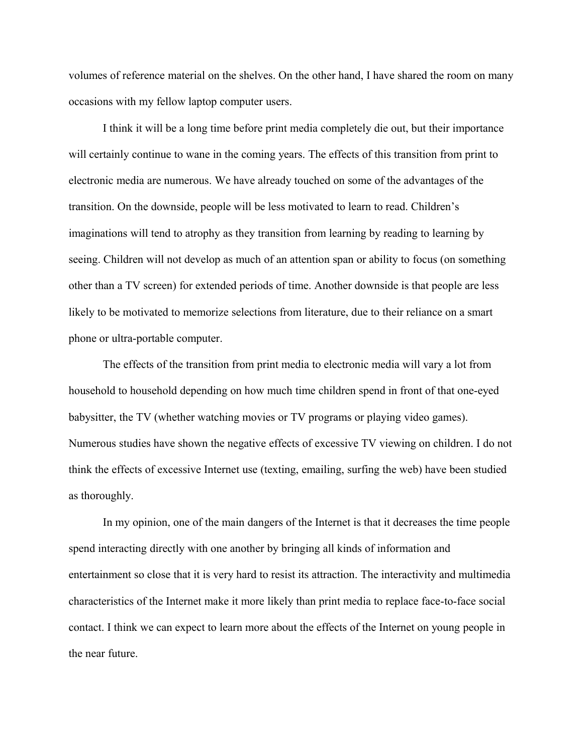volumes of reference material on the shelves. On the other hand, I have shared the room on many occasions with my fellow laptop computer users.

I think it will be a long time before print media completely die out, but their importance will certainly continue to wane in the coming years. The effects of this transition from print to electronic media are numerous. We have already touched on some of the advantages of the transition. On the downside, people will be less motivated to learn to read. Children's imaginations will tend to atrophy as they transition from learning by reading to learning by seeing. Children will not develop as much of an attention span or ability to focus (on something other than a TV screen) for extended periods of time. Another downside is that people are less likely to be motivated to memorize selections from literature, due to their reliance on a smart phone or ultra-portable computer.

The effects of the transition from print media to electronic media will vary a lot from household to household depending on how much time children spend in front of that one-eyed babysitter, the TV (whether watching movies or TV programs or playing video games). Numerous studies have shown the negative effects of excessive TV viewing on children. I do not think the effects of excessive Internet use (texting, emailing, surfing the web) have been studied as thoroughly.

In my opinion, one of the main dangers of the Internet is that it decreases the time people spend interacting directly with one another by bringing all kinds of information and entertainment so close that it is very hard to resist its attraction. The interactivity and multimedia characteristics of the Internet make it more likely than print media to replace face-to-face social contact. I think we can expect to learn more about the effects of the Internet on young people in the near future.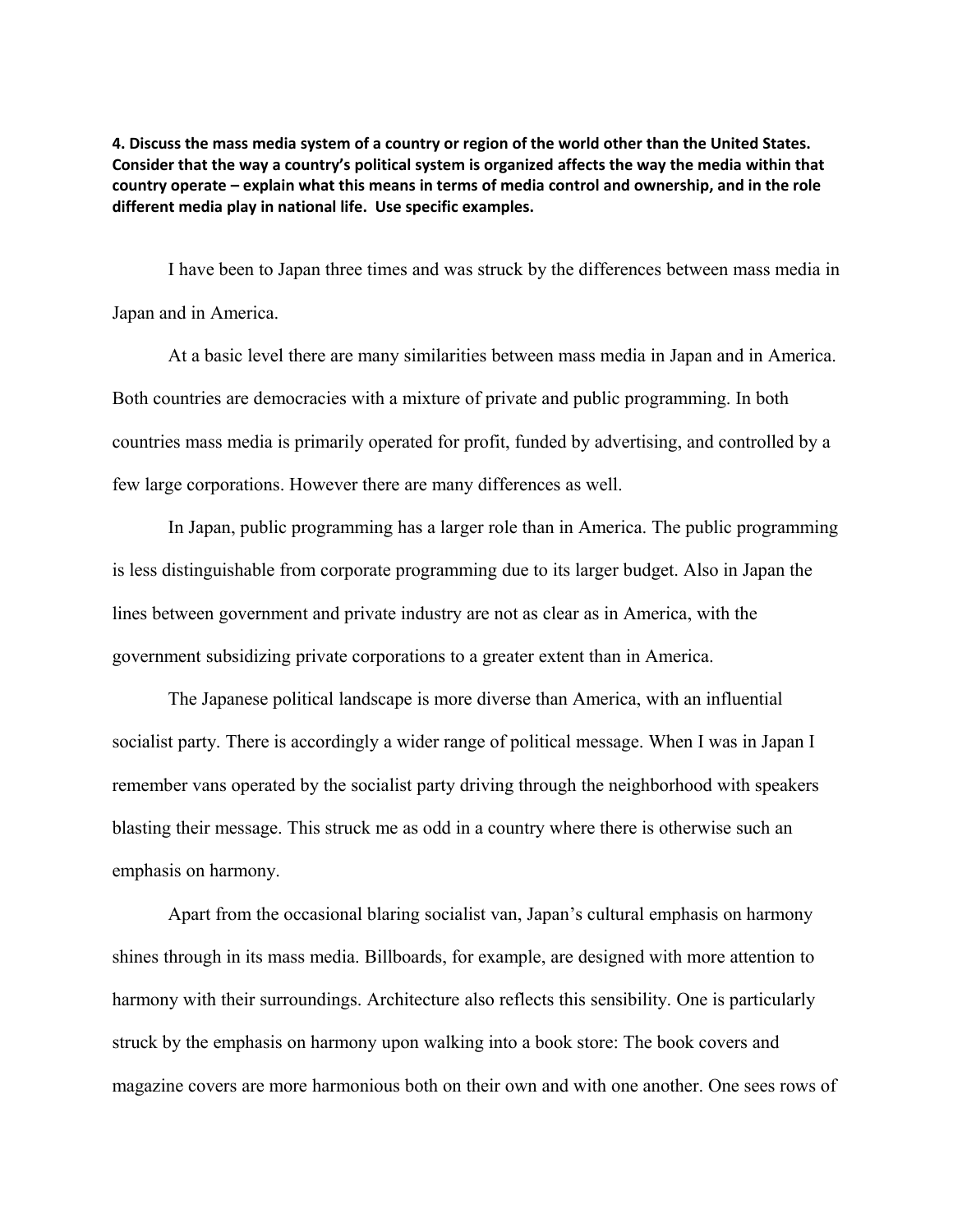**4. Discuss the mass media system of a country or region of the world other than the United States. Consider that the way a country's political system is organized affects the way the media within that country operate – explain what this means in terms of media control and ownership, and in the role different media play in national life. Use specific examples.**

I have been to Japan three times and was struck by the differences between mass media in Japan and in America.

At a basic level there are many similarities between mass media in Japan and in America. Both countries are democracies with a mixture of private and public programming. In both countries mass media is primarily operated for profit, funded by advertising, and controlled by a few large corporations. However there are many differences as well.

In Japan, public programming has a larger role than in America. The public programming is less distinguishable from corporate programming due to its larger budget. Also in Japan the lines between government and private industry are not as clear as in America, with the government subsidizing private corporations to a greater extent than in America.

The Japanese political landscape is more diverse than America, with an influential socialist party. There is accordingly a wider range of political message. When I was in Japan I remember vans operated by the socialist party driving through the neighborhood with speakers blasting their message. This struck me as odd in a country where there is otherwise such an emphasis on harmony.

Apart from the occasional blaring socialist van, Japan's cultural emphasis on harmony shines through in its mass media. Billboards, for example, are designed with more attention to harmony with their surroundings. Architecture also reflects this sensibility. One is particularly struck by the emphasis on harmony upon walking into a book store: The book covers and magazine covers are more harmonious both on their own and with one another. One sees rows of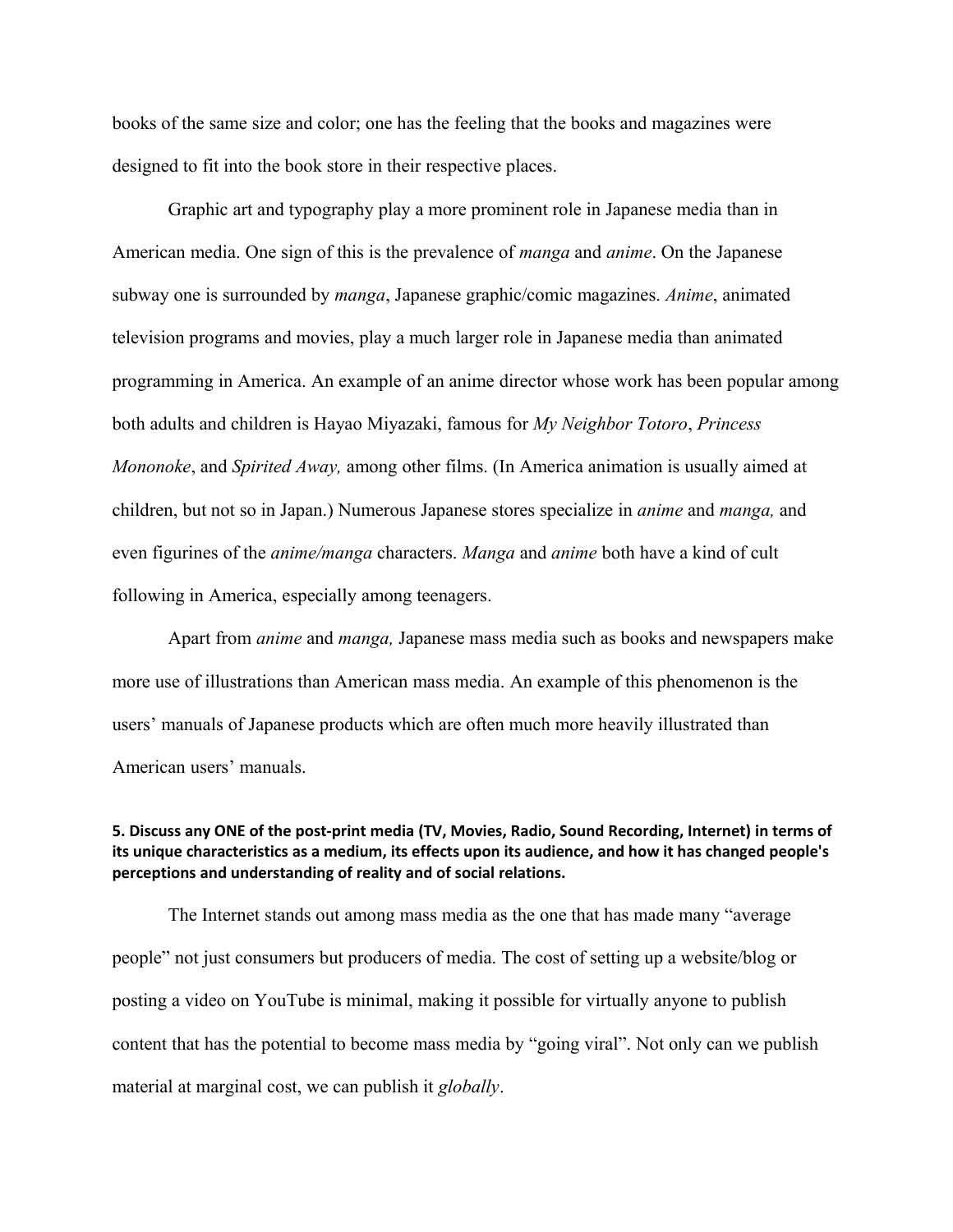books of the same size and color; one has the feeling that the books and magazines were designed to fit into the book store in their respective places.

Graphic art and typography play a more prominent role in Japanese media than in American media. One sign of this is the prevalence of *manga* and *anime*. On the Japanese subway one is surrounded by *manga*, Japanese graphic/comic magazines. *Anime*, animated television programs and movies, play a much larger role in Japanese media than animated programming in America. An example of an anime director whose work has been popular among both adults and children is Hayao Miyazaki, famous for *My Neighbor Totoro*, *Princess Mononoke*, and *Spirited Away,* among other films. (In America animation is usually aimed at children, but not so in Japan.) Numerous Japanese stores specialize in *anime* and *manga,* and even figurines of the *anime/manga* characters. *Manga* and *anime* both have a kind of cult following in America, especially among teenagers.

Apart from *anime* and *manga,* Japanese mass media such as books and newspapers make more use of illustrations than American mass media. An example of this phenomenon is the users' manuals of Japanese products which are often much more heavily illustrated than American users' manuals.

**5. Discuss any ONE of the post-print media (TV, Movies, Radio, Sound Recording, Internet) in terms of its unique characteristics as a medium, its effects upon its audience, and how it has changed people's perceptions and understanding of reality and of social relations.**

The Internet stands out among mass media as the one that has made many "average people" not just consumers but producers of media. The cost of setting up a website/blog or posting a video on YouTube is minimal, making it possible for virtually anyone to publish content that has the potential to become mass media by "going viral". Not only can we publish material at marginal cost, we can publish it *globally*.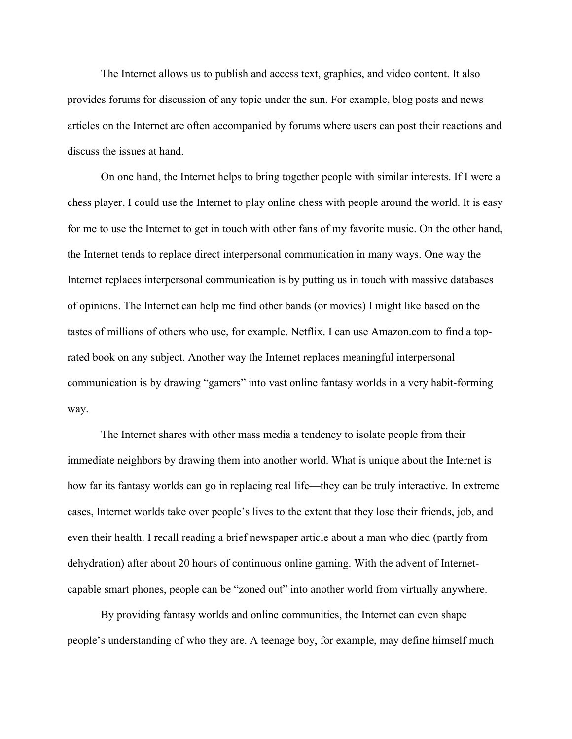The Internet allows us to publish and access text, graphics, and video content. It also provides forums for discussion of any topic under the sun. For example, blog posts and news articles on the Internet are often accompanied by forums where users can post their reactions and discuss the issues at hand.

On one hand, the Internet helps to bring together people with similar interests. If I were a chess player, I could use the Internet to play online chess with people around the world. It is easy for me to use the Internet to get in touch with other fans of my favorite music. On the other hand, the Internet tends to replace direct interpersonal communication in many ways. One way the Internet replaces interpersonal communication is by putting us in touch with massive databases of opinions. The Internet can help me find other bands (or movies) I might like based on the tastes of millions of others who use, for example, Netflix. I can use Amazon.com to find a top-rated book on any subject. Another way the Internet replaces meaningful interpersonal communication is by drawing "gamers" into vast online fantasy worlds in a very habit-forming way.

The Internet shares with other mass media a tendency to isolate people from their immediate neighbors by drawing them into another world. What is unique about the Internet is how far its fantasy worlds can go in replacing real life—they can be truly interactive. In extreme cases, Internet worlds take over people's lives to the extent that they lose their friends, job, and even their health. I recall reading a brief newspaper article about a man who died (partly from dehydration) after about 20 hours of continuous online gaming. With the advent of Internet-capable smart phones, people can be "zoned out" into another world from virtually anywhere.

By providing fantasy worlds and online communities, the Internet can even shape people's understanding of who they are. A teenage boy, for example, may define himself much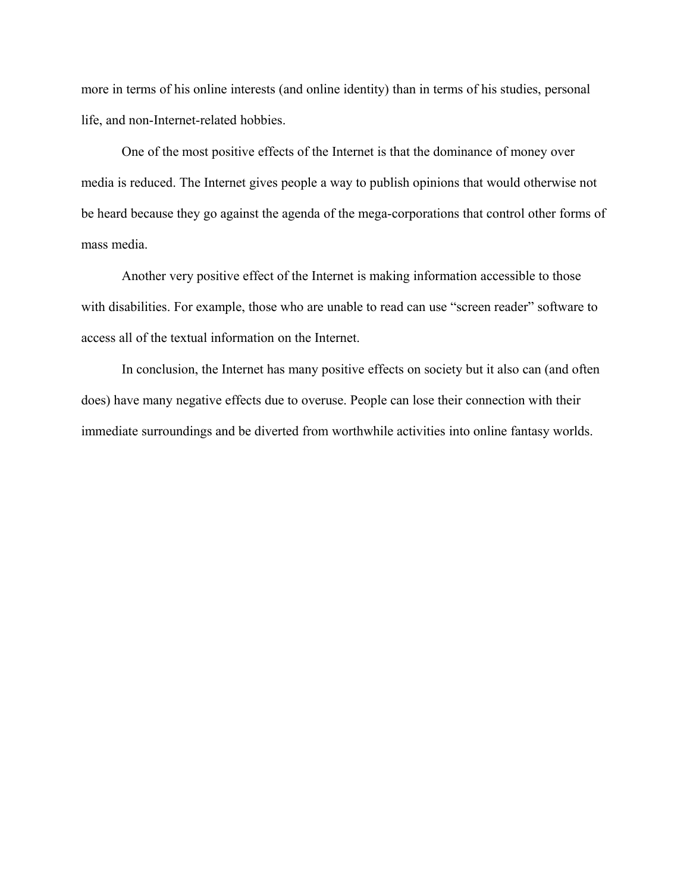more in terms of his online interests (and online identity) than in terms of his studies, personal life, and non-Internet-related hobbies.

One of the most positive effects of the Internet is that the dominance of money over media is reduced. The Internet gives people a way to publish opinions that would otherwise not be heard because they go against the agenda of the mega-corporations that control other forms of mass media.

Another very positive effect of the Internet is making information accessible to those with disabilities. For example, those who are unable to read can use "screen reader" software to access all of the textual information on the Internet.

In conclusion, the Internet has many positive effects on society but it also can (and often does) have many negative effects due to overuse. People can lose their connection with their immediate surroundings and be diverted from worthwhile activities into online fantasy worlds.